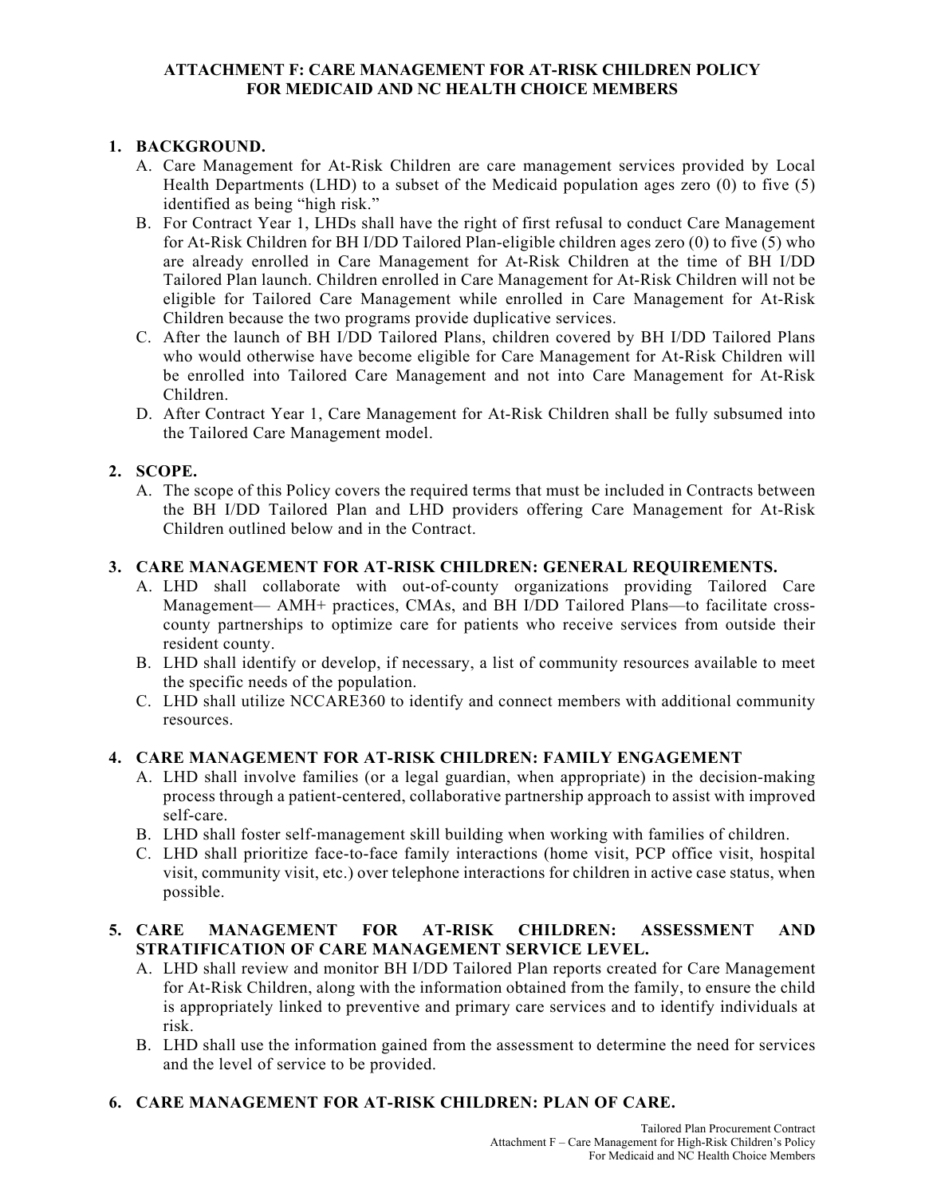# ATTACHMENT F: CARE MANAGEMENT FOR AT-RISK CHILDREN POLICY FOR MEDICAID AND NC HEALTH CHOICE MEMBERS

## 1. BACKGROUND.

A. Care Management for At-Risk Children are care management services provided by Local Health Departments (LHD) to a subset of the Medicaid population ages zero (0) to five (5) identified as being "high risk."

B. For Contract Year 1, LHDs shall have the right of first refusal to conduct Care Management for At-Risk Children for BH I/DD Tailored Plan-eligible children ages zero (0) to five (5) who are already enrolled in Care Management for At-Risk Children at the time of BH I/DD Tailored Plan launch. Children enrolled in Care Management for At-Risk Children will not be eligible for Tailored Care Management while enrolled in Care Management for At-Risk Children because the two programs provide duplicative services.

C. After the launch of BH I/DD Tailored Plans, children covered by BH I/DD Tailored Plans who would otherwise have become eligible for Care Management for At-Risk Children will be enrolled into Tailored Care Management and not into Care Management for At-Risk Children.

D. After Contract Year 1, Care Management for At-Risk Children shall be fully subsumed into the Tailored Care Management model.

## 2. SCOPE.

A. The scope of this Policy covers the required terms that must be included in Contracts between the BH I/DD Tailored Plan and LHD providers offering Care Management for At-Risk Children outlined below and in the Contract.

## 3. CARE MANAGEMENT FOR AT-RISK CHILDREN: GENERAL REQUIREMENTS.

A. LHD shall collaborate with out-of-county organizations providing Tailored Care Management— AMH+ practices, CMAs, and BH I/DD Tailored Plans—to facilitate cross-county partnerships to optimize care for patients who receive services from outside their resident county.

B. LHD shall identify or develop, if necessary, a list of community resources available to meet the specific needs of the population.

C. LHD shall utilize NCCARE360 to identify and connect members with additional community resources.

## 4. CARE MANAGEMENT FOR AT-RISK CHILDREN: FAMILY ENGAGEMENT

A. LHD shall involve families (or a legal guardian, when appropriate) in the decision-making process through a patient-centered, collaborative partnership approach to assist with improved self-care.

B. LHD shall foster self-management skill building when working with families of children.

C. LHD shall prioritize face-to-face family interactions (home visit, PCP office visit, hospital visit, community visit, etc.) over telephone interactions for children in active case status, when possible.

## 5. CARE MANAGEMENT FOR AT-RISK CHILDREN: ASSESSMENT AND STRATIFICATION OF CARE MANAGEMENT SERVICE LEVEL.

A. LHD shall review and monitor BH I/DD Tailored Plan reports created for Care Management for At-Risk Children, along with the information obtained from the family, to ensure the child is appropriately linked to preventive and primary care services and to identify individuals at risk.

B. LHD shall use the information gained from the assessment to determine the need for services and the level of service to be provided.

## 6. CARE MANAGEMENT FOR AT-RISK CHILDREN: PLAN OF CARE.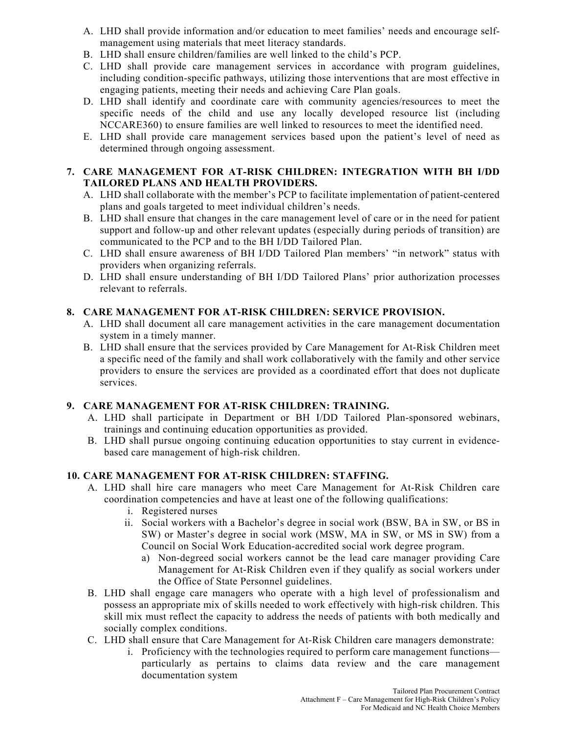A. LHD shall provide information and/or education to meet families' needs and encourage self-management using materials that meet literacy standards.
B. LHD shall ensure children/families are well linked to the child's PCP.
C. LHD shall provide care management services in accordance with program guidelines, including condition-specific pathways, utilizing those interventions that are most effective in engaging patients, meeting their needs and achieving Care Plan goals.
D. LHD shall identify and coordinate care with community agencies/resources to meet the specific needs of the child and use any locally developed resource list (including NCCARE360) to ensure families are well linked to resources to meet the identified need.
E. LHD shall provide care management services based upon the patient's level of need as determined through ongoing assessment.

**7. CARE MANAGEMENT FOR AT-RISK CHILDREN: INTEGRATION WITH BH I/DD TAILORED PLANS AND HEALTH PROVIDERS.**

A. LHD shall collaborate with the member's PCP to facilitate implementation of patient-centered plans and goals targeted to meet individual children's needs.
B. LHD shall ensure that changes in the care management level of care or in the need for patient support and follow-up and other relevant updates (especially during periods of transition) are communicated to the PCP and to the BH I/DD Tailored Plan.
C. LHD shall ensure awareness of BH I/DD Tailored Plan members' "in network" status with providers when organizing referrals.
D. LHD shall ensure understanding of BH I/DD Tailored Plans' prior authorization processes relevant to referrals.

**8. CARE MANAGEMENT FOR AT-RISK CHILDREN: SERVICE PROVISION.**

A. LHD shall document all care management activities in the care management documentation system in a timely manner.
B. LHD shall ensure that the services provided by Care Management for At-Risk Children meet a specific need of the family and shall work collaboratively with the family and other service providers to ensure the services are provided as a coordinated effort that does not duplicate services.

**9. CARE MANAGEMENT FOR AT-RISK CHILDREN: TRAINING.**

A. LHD shall participate in Department or BH I/DD Tailored Plan-sponsored webinars, trainings and continuing education opportunities as provided.
B. LHD shall pursue ongoing continuing education opportunities to stay current in evidence-based care management of high-risk children.

**10. CARE MANAGEMENT FOR AT-RISK CHILDREN: STAFFING.**

A. LHD shall hire care managers who meet Care Management for At-Risk Children care coordination competencies and have at least one of the following qualifications:
   i. Registered nurses
   ii. Social workers with a Bachelor's degree in social work (BSW, BA in SW, or BS in SW) or Master's degree in social work (MSW, MA in SW, or MS in SW) from a Council on Social Work Education-accredited social work degree program.
      a) Non-degreed social workers cannot be the lead care manager providing Care Management for At-Risk Children even if they qualify as social workers under the Office of State Personnel guidelines.
B. LHD shall engage care managers who operate with a high level of professionalism and possess an appropriate mix of skills needed to work effectively with high-risk children. This skill mix must reflect the capacity to address the needs of patients with both medically and socially complex conditions.
C. LHD shall ensure that Care Management for At-Risk Children care managers demonstrate:
   i. Proficiency with the technologies required to perform care management functions—particularly as pertains to claims data review and the care management documentation system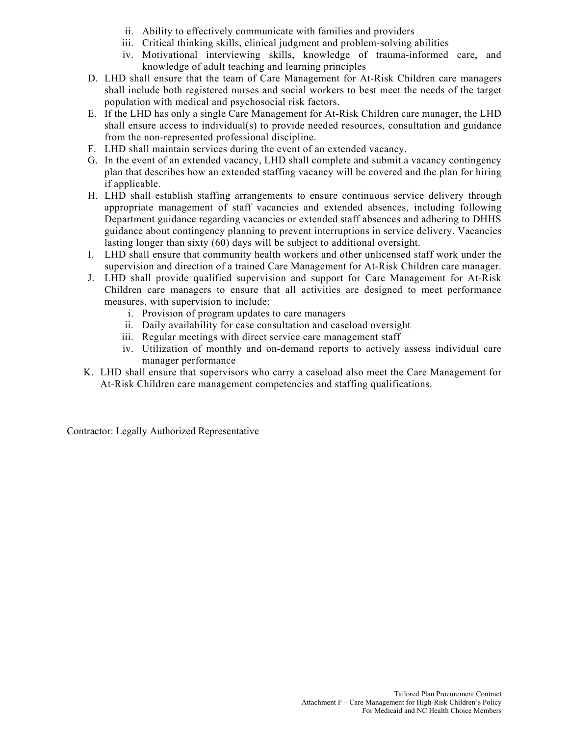ii. Ability to effectively communicate with families and providers
   iii. Critical thinking skills, clinical judgment and problem-solving abilities
   iv. Motivational interviewing skills, knowledge of trauma-informed care, and knowledge of adult teaching and learning principles

D. LHD shall ensure that the team of Care Management for At-Risk Children care managers shall include both registered nurses and social workers to best meet the needs of the target population with medical and psychosocial risk factors.

E. If the LHD has only a single Care Management for At-Risk Children care manager, the LHD shall ensure access to individual(s) to provide needed resources, consultation and guidance from the non-represented professional discipline.

F. LHD shall maintain services during the event of an extended vacancy.

G. In the event of an extended vacancy, LHD shall complete and submit a vacancy contingency plan that describes how an extended staffing vacancy will be covered and the plan for hiring if applicable.

H. LHD shall establish staffing arrangements to ensure continuous service delivery through appropriate management of staff vacancies and extended absences, including following Department guidance regarding vacancies or extended staff absences and adhering to DHHS guidance about contingency planning to prevent interruptions in service delivery. Vacancies lasting longer than sixty (60) days will be subject to additional oversight.

I. LHD shall ensure that community health workers and other unlicensed staff work under the supervision and direction of a trained Care Management for At-Risk Children care manager.

J. LHD shall provide qualified supervision and support for Care Management for At-Risk Children care managers to ensure that all activities are designed to meet performance measures, with supervision to include:
   i. Provision of program updates to care managers
   ii. Daily availability for case consultation and caseload oversight
   iii. Regular meetings with direct service care management staff
   iv. Utilization of monthly and on-demand reports to actively assess individual care manager performance

K. LHD shall ensure that supervisors who carry a caseload also meet the Care Management for At-Risk Children care management competencies and staffing qualifications.

Contractor: Legally Authorized Representative